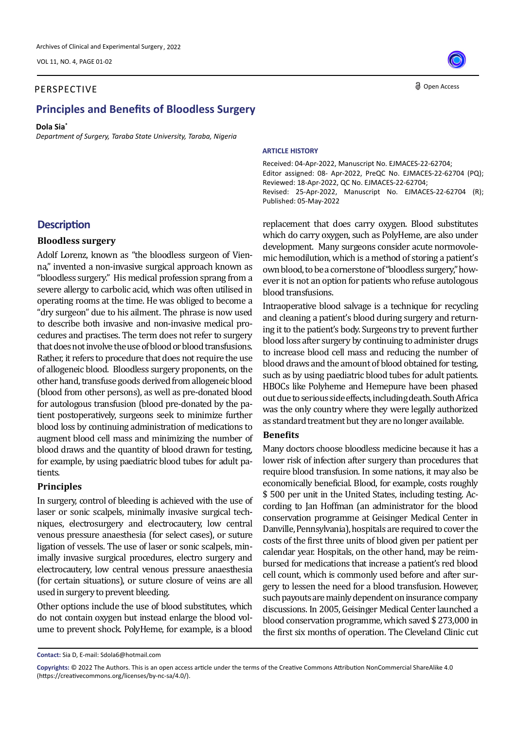PERSPECTIVE

# Principles and Benefits of Bloodless Surgery

**Dola Sia***

*Department of Surgery, Taraba State University, Taraba, Nigeria*

**ARTICLE HISTORY**

Received: 04-Apr-2022, Manuscript No. EJMACES-22-62704;
Editor assigned: 08- Apr-2022, PreQC No. EJMACES-22-62704 (PQ);
Reviewed: 18-Apr-2022, QC No. EJMACES-22-62704;
Revised: 25-Apr-2022, Manuscript No. EJMACES-22-62704 (R);
Published: 05-May-2022

## Description

### Bloodless surgery

Adolf Lorenz, known as "the bloodless surgeon of Vienna," invented a non-invasive surgical approach known as "bloodless surgery." His medical profession sprang from a severe allergy to carbolic acid, which was often utilised in operating rooms at the time. He was obliged to become a "dry surgeon" due to his ailment. The phrase is now used to describe both invasive and non-invasive medical procedures and practises. The term does not refer to surgery that does not involve the use of blood or blood transfusions. Rather, it refers to procedure that does not require the use of allogeneic blood. Bloodless surgery proponents, on the other hand, transfuse goods derived from allogeneic blood (blood from other persons), as well as pre-donated blood for autologous transfusion (blood pre-donated by the patient postoperatively, surgeons seek to minimize further blood loss by continuing administration of medications to augment blood cell mass and minimizing the number of blood draws and the quantity of blood drawn for testing, for example, by using paediatric blood tubes for adult patients.

### Principles

In surgery, control of bleeding is achieved with the use of laser or sonic scalpels, minimally invasive surgical techniques, electrosurgery and electrocautery, low central venous pressure anaesthesia (for select cases), or suture ligation of vessels. The use of laser or sonic scalpels, minimally invasive surgical procedures, electro surgery and electrocautery, low central venous pressure anaesthesia (for certain situations), or suture closure of veins are all used in surgery to prevent bleeding.

Other options include the use of blood substitutes, which do not contain oxygen but instead enlarge the blood volume to prevent shock. PolyHeme, for example, is a blood replacement that does carry oxygen. Blood substitutes which do carry oxygen, such as PolyHeme, are also under development. Many surgeons consider acute normovolemic hemodilution, which is a method of storing a patient's own blood, to be a cornerstone of "bloodless surgery," however it is not an option for patients who refuse autologous blood transfusions.

Intraoperative blood salvage is a technique for recycling and cleaning a patient's blood during surgery and returning it to the patient's body. Surgeons try to prevent further blood loss after surgery by continuing to administer drugs to increase blood cell mass and reducing the number of blood draws and the amount of blood obtained for testing, such as by using paediatric blood tubes for adult patients. HBOCs like Polyheme and Hemepure have been phased out due to serious side effects, including death. South Africa was the only country where they were legally authorized as standard treatment but they are no longer available.

### Benefits

Many doctors choose bloodless medicine because it has a lower risk of infection after surgery than procedures that require blood transfusion. In some nations, it may also be economically beneficial. Blood, for example, costs roughly $ 500 per unit in the United States, including testing. According to Jan Hoffman (an administrator for the blood conservation programme at Geisinger Medical Center in Danville, Pennsylvania), hospitals are required to cover the costs of the first three units of blood given per patient per calendar year. Hospitals, on the other hand, may be reimbursed for medications that increase a patient's red blood cell count, which is commonly used before and after surgery to lessen the need for a blood transfusion. However, such payouts are mainly dependent on insurance company discussions. In 2005, Geisinger Medical Center launched a blood conservation programme, which saved $ 273,000 in the first six months of operation. The Cleveland Clinic cut

**Contact:** Sia D, E-mail: Sdola6@hotmail.com

**Copyrights:** © 2022 The Authors. This is an open access article under the terms of the Creative Commons Attribution NonCommercial ShareAlike 4.0 (https://creativecommons.org/licenses/by-nc-sa/4.0/).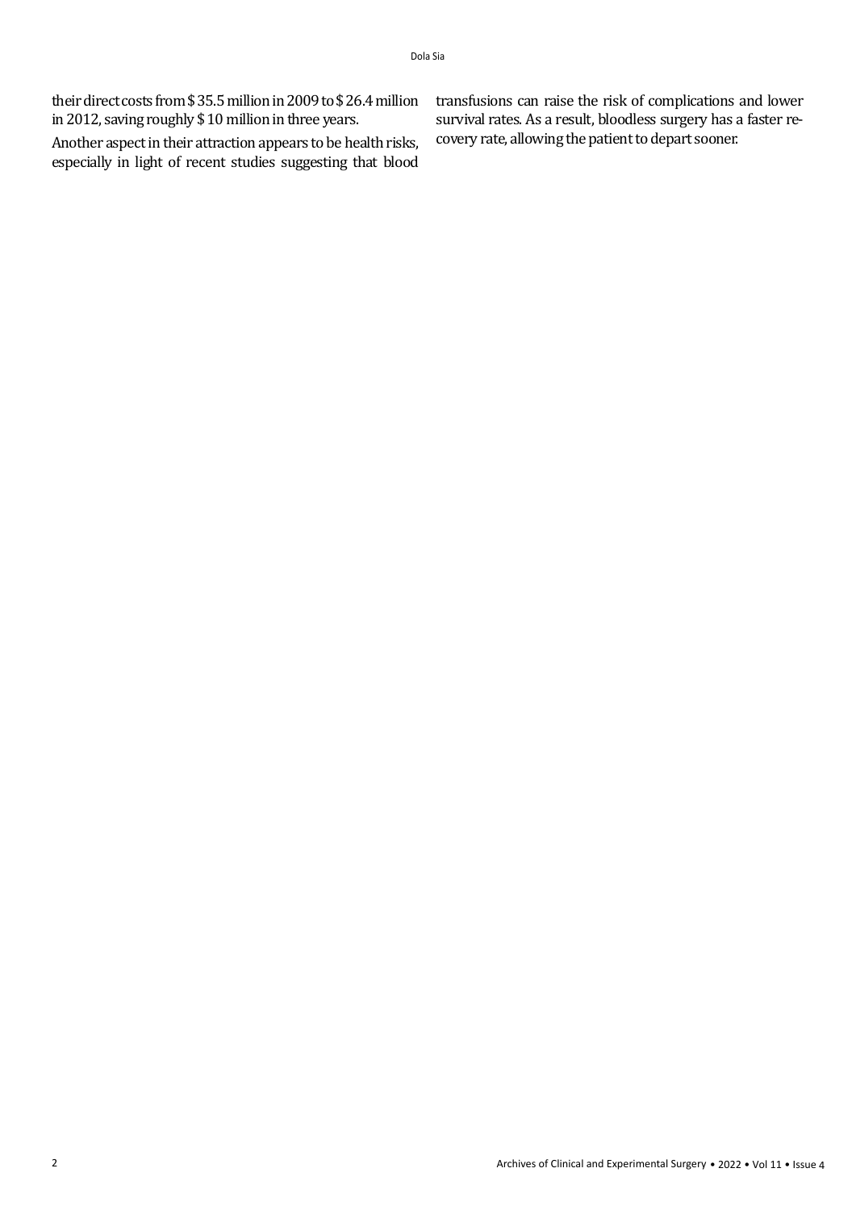their direct costs from $ 35.5 million in 2009 to $ 26.4 million in 2012, saving roughly $ 10 million in three years.

Another aspect in their attraction appears to be health risks, especially in light of recent studies suggesting that blood transfusions can raise the risk of complications and lower survival rates. As a result, bloodless surgery has a faster recovery rate, allowing the patient to depart sooner.